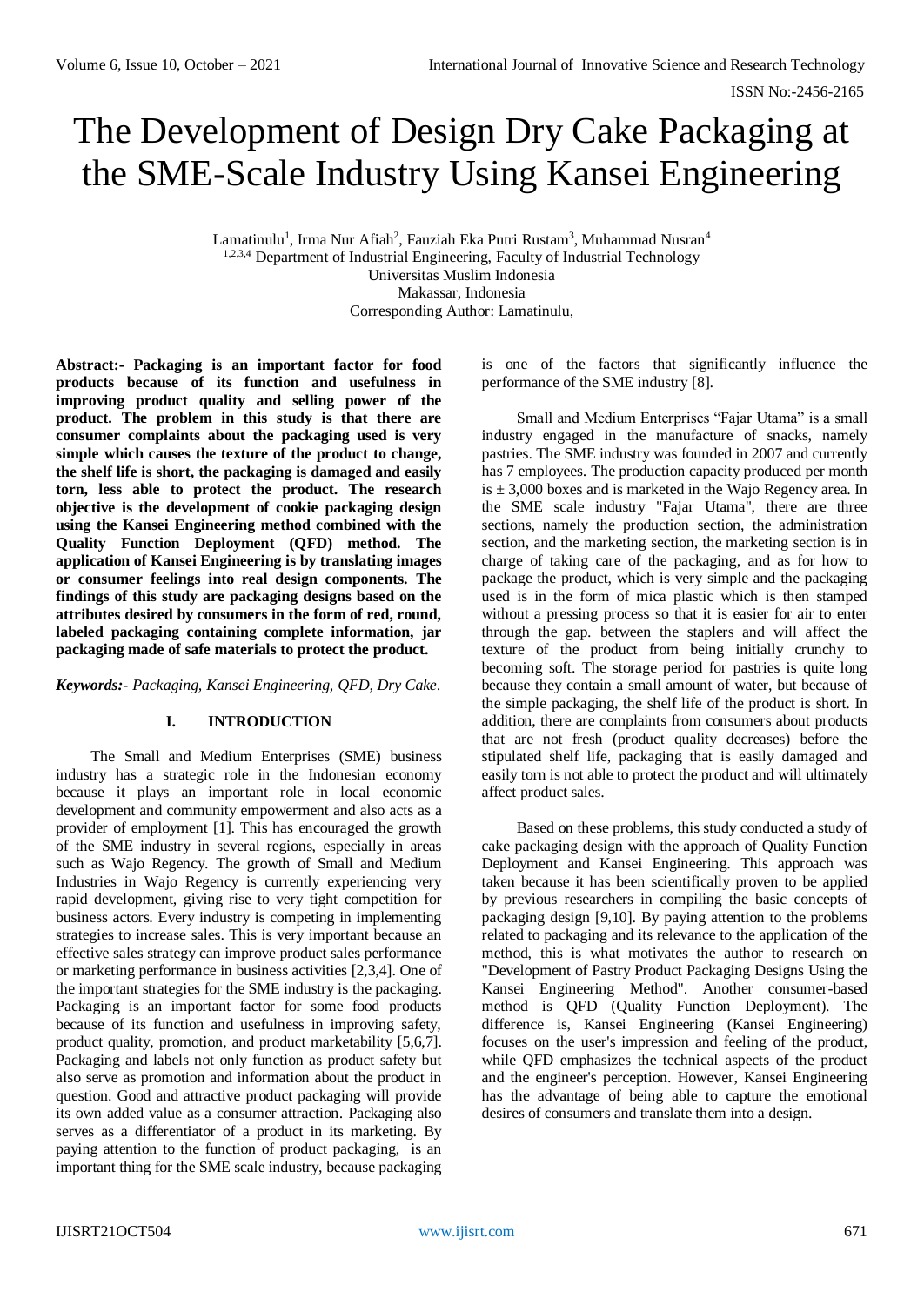# The Development of Design Dry Cake Packaging at the SME-Scale Industry Using Kansei Engineering

Lamatinulu[1], Irma Nur Afiah[2], Fauziah Eka Putri Rustam[3], Muhammad Nusran[4]
[1,2,3,4] Department of Industrial Engineering, Faculty of Industrial Technology
Universitas Muslim Indonesia
Makassar, Indonesia
Corresponding Author: Lamatinulu,

**Abstract:- Packaging is an important factor for food products because of its function and usefulness in improving product quality and selling power of the product. The problem in this study is that there are consumer complaints about the packaging used is very simple which causes the texture of the product to change, the shelf life is short, the packaging is damaged and easily torn, less able to protect the product. The research objective is the development of cookie packaging design using the Kansei Engineering method combined with the Quality Function Deployment (QFD) method. The application of Kansei Engineering is by translating images or consumer feelings into real design components. The findings of this study are packaging designs based on the attributes desired by consumers in the form of red, round, labeled packaging containing complete information, jar packaging made of safe materials to protect the product.**

***Keywords:-*** *Packaging, Kansei Engineering, QFD, Dry Cake.*

## I. INTRODUCTION

The Small and Medium Enterprises (SME) business industry has a strategic role in the Indonesian economy because it plays an important role in local economic development and community empowerment and also acts as a provider of employment [1]. This has encouraged the growth of the SME industry in several regions, especially in areas such as Wajo Regency. The growth of Small and Medium Industries in Wajo Regency is currently experiencing very rapid development, giving rise to very tight competition for business actors. Every industry is competing in implementing strategies to increase sales. This is very important because an effective sales strategy can improve product sales performance or marketing performance in business activities [2,3,4]. One of the important strategies for the SME industry is the packaging. Packaging is an important factor for some food products because of its function and usefulness in improving safety, product quality, promotion, and product marketability [5,6,7]. Packaging and labels not only function as product safety but also serve as promotion and information about the product in question. Good and attractive product packaging will provide its own added value as a consumer attraction. Packaging also serves as a differentiator of a product in its marketing. By paying attention to the function of product packaging, is an important thing for the SME scale industry, because packaging is one of the factors that significantly influence the performance of the SME industry [8].

Small and Medium Enterprises "Fajar Utama" is a small industry engaged in the manufacture of snacks, namely pastries. The SME industry was founded in 2007 and currently has 7 employees. The production capacity produced per month is $\pm$ 3,000 boxes and is marketed in the Wajo Regency area. In the SME scale industry "Fajar Utama", there are three sections, namely the production section, the administration section, and the marketing section, the marketing section is in charge of taking care of the packaging, and as for how to package the product, which is very simple and the packaging used is in the form of mica plastic which is then stamped without a pressing process so that it is easier for air to enter through the gap. between the staplers and will affect the texture of the product from being initially crunchy to becoming soft. The storage period for pastries is quite long because they contain a small amount of water, but because of the simple packaging, the shelf life of the product is short. In addition, there are complaints from consumers about products that are not fresh (product quality decreases) before the stipulated shelf life, packaging that is easily damaged and easily torn is not able to protect the product and will ultimately affect product sales.

Based on these problems, this study conducted a study of cake packaging design with the approach of Quality Function Deployment and Kansei Engineering. This approach was taken because it has been scientifically proven to be applied by previous researchers in compiling the basic concepts of packaging design [9,10]. By paying attention to the problems related to packaging and its relevance to the application of the method, this is what motivates the author to research on "Development of Pastry Product Packaging Designs Using the Kansei Engineering Method". Another consumer-based method is QFD (Quality Function Deployment). The difference is, Kansei Engineering (Kansei Engineering) focuses on the user's impression and feeling of the product, while QFD emphasizes the technical aspects of the product and the engineer's perception. However, Kansei Engineering has the advantage of being able to capture the emotional desires of consumers and translate them into a design.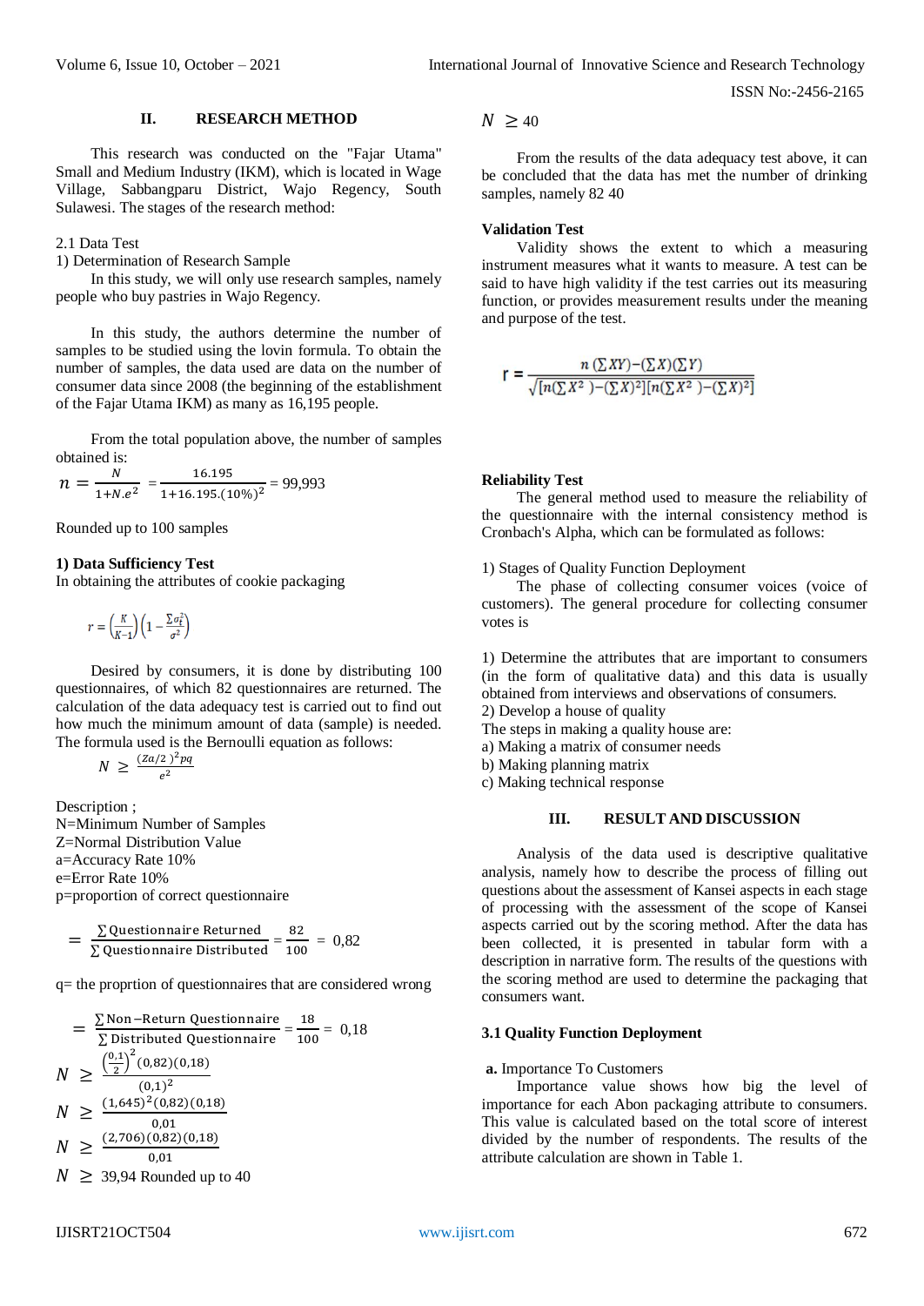## II. RESEARCH METHOD

This research was conducted on the "Fajar Utama" Small and Medium Industry (IKM), which is located in Wage Village, Sabbangparu District, Wajo Regency, South Sulawesi. The stages of the research method:

2.1 Data Test

1) Determination of Research Sample

In this study, we will only use research samples, namely people who buy pastries in Wajo Regency.

In this study, the authors determine the number of samples to be studied using the lovin formula. To obtain the number of samples, the data used are data on the number of consumer data since 2008 (the beginning of the establishment of the Fajar Utama IKM) as many as 16,195 people.

From the total population above, the number of samples obtained is:

$$n = \frac{N}{1+N.e^2} = \frac{16.195}{1+16.195.(10\%)^2} = 99{,}993$$

Rounded up to 100 samples

**1) Data Sufficiency Test**

In obtaining the attributes of cookie packaging

$$r = \left(\frac{K}{K-1}\right)\left(1 - \frac{\sum \sigma_t^2}{\sigma^2}\right)$$

Desired by consumers, it is done by distributing 100 questionnaires, of which 82 questionnaires are returned. The calculation of the data adequacy test is carried out to find out how much the minimum amount of data (sample) is needed. The formula used is the Bernoulli equation as follows:

$$N \geq \frac{(Za/2\ )^2 pq}{e^2}$$

Description ;
N=Minimum Number of Samples
Z=Normal Distribution Value
a=Accuracy Rate 10%
e=Error Rate 10%
p=proportion of correct questionnaire

$$= \frac{\sum \text{Questionnaire Returned}}{\sum \text{Questionnaire Distributed}} = \frac{82}{100} = 0{,}82$$

q= the proprtion of questionnaires that are considered wrong

$$= \frac{\sum \text{Non}-\text{Return Questionnaire}}{\sum \text{Distributed Questionnaire}} = \frac{18}{100} = 0{,}18$$

$$N \geq \frac{\left(\frac{0{,}1}{2}\right)^2 (0{,}82)(0{,}18)}{(0{,}1)^2}$$

$$N \geq \frac{(1{,}645)^2(0{,}82)(0{,}18)}{0{,}01}$$

$$N \geq \frac{(2{,}706)(0{,}82)(0{,}18)}{0{,}01}$$

$N \geq$ 39,94 Rounded up to 40

$N \geq 40$

From the results of the data adequacy test above, it can be concluded that the data has met the number of drinking samples, namely 82 40

**Validation Test**

Validity shows the extent to which a measuring instrument measures what it wants to measure. A test can be said to have high validity if the test carries out its measuring function, or provides measurement results under the meaning and purpose of the test.

$$r = \frac{n(\sum XY)-(\sum X)(\sum Y)}{\sqrt{[n(\sum X^2)-(\sum X)^2][n(\sum X^2)-(\sum X)^2]}}$$

**Reliability Test**

The general method used to measure the reliability of the questionnaire with the internal consistency method is Cronbach's Alpha, which can be formulated as follows:

1) Stages of Quality Function Deployment

The phase of collecting consumer voices (voice of customers). The general procedure for collecting consumer votes is

1) Determine the attributes that are important to consumers (in the form of qualitative data) and this data is usually obtained from interviews and observations of consumers.
2) Develop a house of quality

The steps in making a quality house are:
a) Making a matrix of consumer needs
b) Making planning matrix
c) Making technical response

## III. RESULT AND DISCUSSION

Analysis of the data used is descriptive qualitative analysis, namely how to describe the process of filling out questions about the assessment of Kansei aspects in each stage of processing with the assessment of the scope of Kansei aspects carried out by the scoring method. After the data has been collected, it is presented in tabular form with a description in narrative form. The results of the questions with the scoring method are used to determine the packaging that consumers want.

### 3.1 Quality Function Deployment

**a.** Importance To Customers

Importance value shows how big the level of importance for each Abon packaging attribute to consumers. This value is calculated based on the total score of interest divided by the number of respondents. The results of the attribute calculation are shown in Table 1.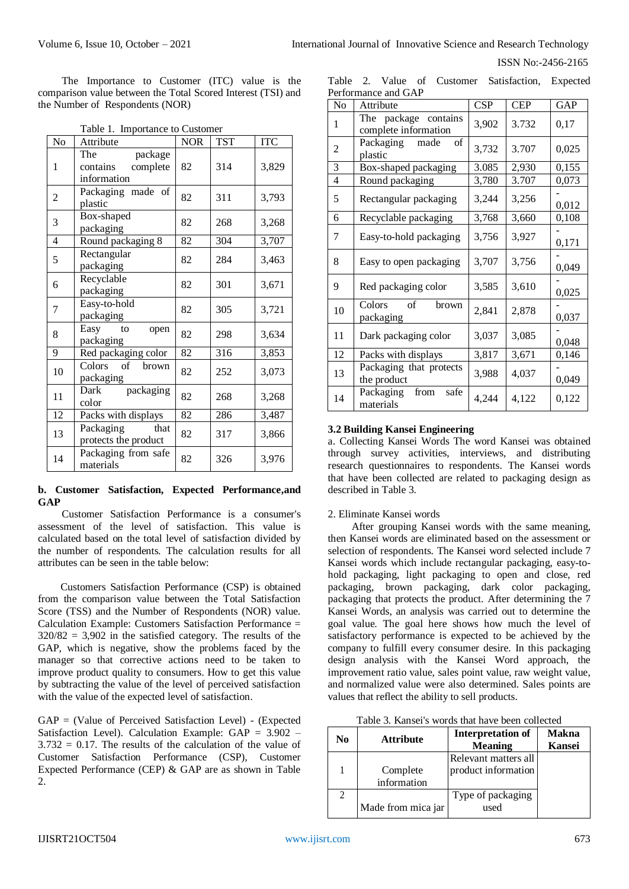The Importance to Customer (ITC) value is the comparison value between the Total Scored Interest (TSI) and the Number of Respondents (NOR)

Table 1. Importance to Customer

| No | Attribute | NOR | TST | ITC |
|---|---|---|---|---|
| 1 | The package contains complete information | 82 | 314 | 3,829 |
| 2 | Packaging made of plastic | 82 | 311 | 3,793 |
| 3 | Box-shaped packaging | 82 | 268 | 3,268 |
| 4 | Round packaging 8 | 82 | 304 | 3,707 |
| 5 | Rectangular packaging | 82 | 284 | 3,463 |
| 6 | Recyclable packaging | 82 | 301 | 3,671 |
| 7 | Easy-to-hold packaging | 82 | 305 | 3,721 |
| 8 | Easy to open packaging | 82 | 298 | 3,634 |
| 9 | Red packaging color | 82 | 316 | 3,853 |
| 10 | Colors of brown packaging | 82 | 252 | 3,073 |
| 11 | Dark packaging color | 82 | 268 | 3,268 |
| 12 | Packs with displays | 82 | 286 | 3,487 |
| 13 | Packaging that protects the product | 82 | 317 | 3,866 |
| 14 | Packaging from safe materials | 82 | 326 | 3,976 |

**b. Customer Satisfaction, Expected Performance,and GAP**

Customer Satisfaction Performance is a consumer's assessment of the level of satisfaction. This value is calculated based on the total level of satisfaction divided by the number of respondents. The calculation results for all attributes can be seen in the table below:

Customers Satisfaction Performance (CSP) is obtained from the comparison value between the Total Satisfaction Score (TSS) and the Number of Respondents (NOR) value. Calculation Example: Customers Satisfaction Performance = 320/82 = 3,902 in the satisfied category. The results of the GAP, which is negative, show the problems faced by the manager so that corrective actions need to be taken to improve product quality to consumers. How to get this value by subtracting the value of the level of perceived satisfaction with the value of the expected level of satisfaction.

GAP = (Value of Perceived Satisfaction Level) - (Expected Satisfaction Level). Calculation Example: GAP = 3.902 – 3.732 = 0.17. The results of the calculation of the value of Customer Satisfaction Performance (CSP), Customer Expected Performance (CEP) & GAP are as shown in Table 2.

Table 2. Value of Customer Satisfaction, Expected Performance and GAP

| No | Attribute | CSP | CEP | GAP |
|---|---|---|---|---|
| 1 | The package contains complete information | 3,902 | 3.732 | 0,17 |
| 2 | Packaging made of plastic | 3,732 | 3.707 | 0,025 |
| 3 | Box-shaped packaging | 3.085 | 2,930 | 0,155 |
| 4 | Round packaging | 3,780 | 3.707 | 0,073 |
| 5 | Rectangular packaging | 3,244 | 3,256 | -0,012 |
| 6 | Recyclable packaging | 3,768 | 3,660 | 0,108 |
| 7 | Easy-to-hold packaging | 3,756 | 3,927 | -0,171 |
| 8 | Easy to open packaging | 3,707 | 3,756 | -0,049 |
| 9 | Red packaging color | 3,585 | 3,610 | -0,025 |
| 10 | Colors of brown packaging | 2,841 | 2,878 | -0,037 |
| 11 | Dark packaging color | 3,037 | 3,085 | -0,048 |
| 12 | Packs with displays | 3,817 | 3,671 | 0,146 |
| 13 | Packaging that protects the product | 3,988 | 4,037 | -0,049 |
| 14 | Packaging from safe materials | 4,244 | 4,122 | 0,122 |

**3.2 Building Kansei Engineering**

a. Collecting Kansei Words The word Kansei was obtained through survey activities, interviews, and distributing research questionnaires to respondents. The Kansei words that have been collected are related to packaging design as described in Table 3.

2. Eliminate Kansei words

After grouping Kansei words with the same meaning, then Kansei words are eliminated based on the assessment or selection of respondents. The Kansei word selected include 7 Kansei words which include rectangular packaging, easy-to-hold packaging, light packaging to open and close, red packaging, brown packaging, dark color packaging, packaging that protects the product. After determining the 7 Kansei Words, an analysis was carried out to determine the goal value. The goal here shows how much the level of satisfactory performance is expected to be achieved by the company to fulfill every consumer desire. In this packaging design analysis with the Kansei Word approach, the improvement ratio value, sales point value, raw weight value, and normalized value were also determined. Sales points are values that reflect the ability to sell products.

Table 3. Kansei's words that have been collected

| No | Attribute | Interpretation of Meaning | Makna Kansei |
|---|---|---|---|
| 1 | Complete information | Relevant matters all product information | |
| 2 | Made from mica jar | Type of packaging used | |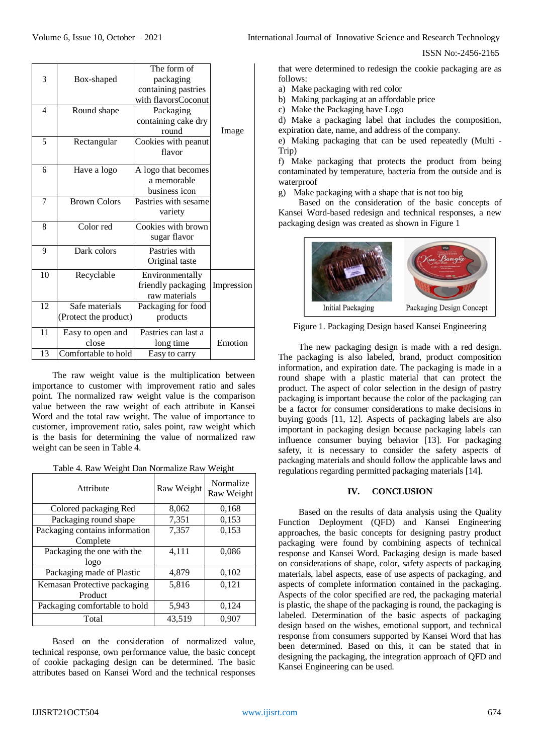| 3 | Box-shaped | The form of packaging containing pastries with flavorsCoconut | Image |
|---|---|---|---|
| 4 | Round shape | Packaging containing cake dry round | |
| 5 | Rectangular | Cookies with peanut flavor | |
| 6 | Have a logo | A logo that becomes a memorable business icon | |
| 7 | Brown Colors | Pastries with sesame variety | |
| 8 | Color red | Cookies with brown sugar flavor | |
| 9 | Dark colors | Pastries with Original taste | |
| 10 | Recyclable | Environmentally friendly packaging raw materials | Impression |
| 12 | Safe materials (Protect the product) | Packaging for food products | |
| 11 | Easy to open and close | Pastries can last a long time | Emotion |
| 13 | Comfortable to hold | Easy to carry | |

The raw weight value is the multiplication between importance to customer with improvement ratio and sales point. The normalized raw weight value is the comparison value between the raw weight of each attribute in Kansei Word and the total raw weight. The value of importance to customer, improvement ratio, sales point, raw weight which is the basis for determining the value of normalized raw weight can be seen in Table 4.

Table 4. Raw Weight Dan Normalize Raw Weight

| Attribute | Raw Weight | Normalize Raw Weight |
|---|---|---|
| Colored packaging Red | 8,062 | 0,168 |
| Packaging round shape | 7,351 | 0,153 |
| Packaging contains information Complete | 7,357 | 0,153 |
| Packaging the one with the logo | 4,111 | 0,086 |
| Packaging made of Plastic | 4,879 | 0,102 |
| Kemasan Protective packaging Product | 5,816 | 0,121 |
| Packaging comfortable to hold | 5,943 | 0,124 |
| Total | 43,519 | 0,907 |

Based on the consideration of normalized value, technical response, own performance value, the basic concept of cookie packaging design can be determined. The basic attributes based on Kansei Word and the technical responses that were determined to redesign the cookie packaging are as follows:

a) Make packaging with red color
b) Making packaging at an affordable price
c) Make the Packaging have Logo
d) Make a packaging label that includes the composition, expiration date, name, and address of the company.
e) Making packaging that can be used repeatedly (Multi - Trip)
f) Make packaging that protects the product from being contaminated by temperature, bacteria from the outside and is waterproof
g) Make packaging with a shape that is not too big

Based on the consideration of the basic concepts of Kansei Word-based redesign and technical responses, a new packaging design was created as shown in Figure 1

Initial Packaging | Packaging Design Concept

Figure 1. Packaging Design based Kansei Engineering

The new packaging design is made with a red design. The packaging is also labeled, brand, product composition information, and expiration date. The packaging is made in a round shape with a plastic material that can protect the product. The aspect of color selection in the design of pastry packaging is important because the color of the packaging can be a factor for consumer considerations to make decisions in buying goods [11, 12]. Aspects of packaging labels are also important in packaging design because packaging labels can influence consumer buying behavior [13]. For packaging safety, it is necessary to consider the safety aspects of packaging materials and should follow the applicable laws and regulations regarding permitted packaging materials [14].

## IV. CONCLUSION

Based on the results of data analysis using the Quality Function Deployment (QFD) and Kansei Engineering approaches, the basic concepts for designing pastry product packaging were found by combining aspects of technical response and Kansei Word. Packaging design is made based on considerations of shape, color, safety aspects of packaging materials, label aspects, ease of use aspects of packaging, and aspects of complete information contained in the packaging. Aspects of the color specified are red, the packaging material is plastic, the shape of the packaging is round, the packaging is labeled. Determination of the basic aspects of packaging design based on the wishes, emotional support, and technical response from consumers supported by Kansei Word that has been determined. Based on this, it can be stated that in designing the packaging, the integration approach of QFD and Kansei Engineering can be used.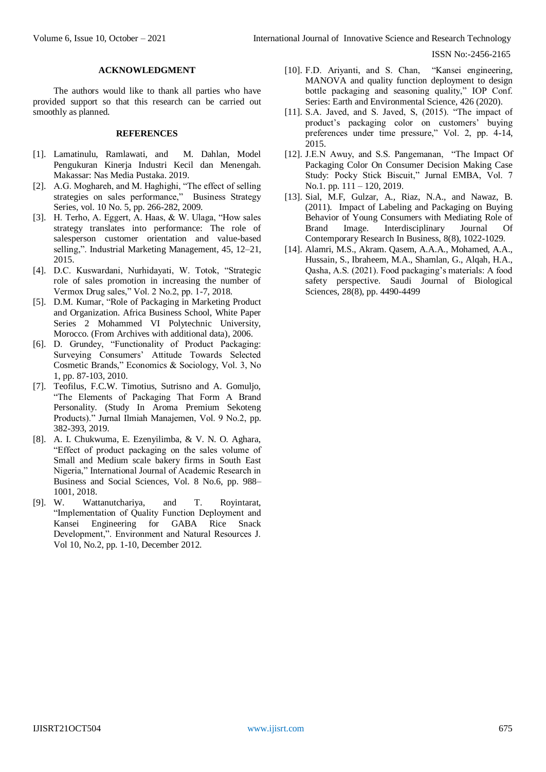## ACKNOWLEDGMENT

The authors would like to thank all parties who have provided support so that this research can be carried out smoothly as planned.

## REFERENCES

[1]. Lamatinulu, Ramlawati, and M. Dahlan, Model Pengukuran Kinerja Industri Kecil dan Menengah. Makassar: Nas Media Pustaka. 2019.

[2]. A.G. Moghareh, and M. Haghighi, "The effect of selling strategies on sales performance," Business Strategy Series, vol. 10 No. 5, pp. 266-282, 2009.

[3]. H. Terho, A. Eggert, A. Haas, & W. Ulaga, "How sales strategy translates into performance: The role of salesperson customer orientation and value-based selling,". Industrial Marketing Management, 45, 12–21, 2015.

[4]. D.C. Kuswardani, Nurhidayati, W. Totok, "Strategic role of sales promotion in increasing the number of Vermox Drug sales," Vol. 2 No.2, pp. 1-7, 2018.

[5]. D.M. Kumar, "Role of Packaging in Marketing Product and Organization. Africa Business School, White Paper Series 2 Mohammed VI Polytechnic University, Morocco. (From Archives with additional data), 2006.

[6]. D. Grundey, "Functionality of Product Packaging: Surveying Consumers' Attitude Towards Selected Cosmetic Brands," Economics & Sociology, Vol. 3, No 1, pp. 87-103, 2010.

[7]. Teofilus, F.C.W. Timotius, Sutrisno and A. Gomuljo, "The Elements of Packaging That Form A Brand Personality. (Study In Aroma Premium Sekoteng Products)." Jurnal Ilmiah Manajemen, Vol. 9 No.2, pp. 382-393, 2019.

[8]. A. I. Chukwuma, E. Ezenyilimba, & V. N. O. Aghara, "Effect of product packaging on the sales volume of Small and Medium scale bakery firms in South East Nigeria," International Journal of Academic Research in Business and Social Sciences, Vol. 8 No.6, pp. 988–1001, 2018.

[9]. W. Wattanutchariya, and T. Royintarat, "Implementation of Quality Function Deployment and Kansei Engineering for GABA Rice Snack Development,". Environment and Natural Resources J. Vol 10, No.2, pp. 1-10, December 2012.

[10]. F.D. Ariyanti, and S. Chan, "Kansei engineering, MANOVA and quality function deployment to design bottle packaging and seasoning quality," IOP Conf. Series: Earth and Environmental Science, 426 (2020).

[11]. S.A. Javed, and S. Javed, S, (2015). "The impact of product's packaging color on customers' buying preferences under time pressure," Vol. 2, pp. 4-14, 2015.

[12]. J.E.N Awuy, and S.S. Pangemanan, "The Impact Of Packaging Color On Consumer Decision Making Case Study: Pocky Stick Biscuit," Jurnal EMBA, Vol. 7 No.1. pp. 111 – 120, 2019.

[13]. Sial, M.F, Gulzar, A., Riaz, N.A., and Nawaz, B. (2011). Impact of Labeling and Packaging on Buying Behavior of Young Consumers with Mediating Role of Brand Image. Interdisciplinary Journal Of Contemporary Research In Business, 8(8), 1022-1029.

[14]. Alamri, M.S., Akram. Qasem, A.A.A., Mohamed, A.A., Hussain, S., Ibraheem, M.A., Shamlan, G., Alqah, H.A., Qasha, A.S. (2021). Food packaging's materials: A food safety perspective. Saudi Journal of Biological Sciences, 28(8), pp. 4490-4499